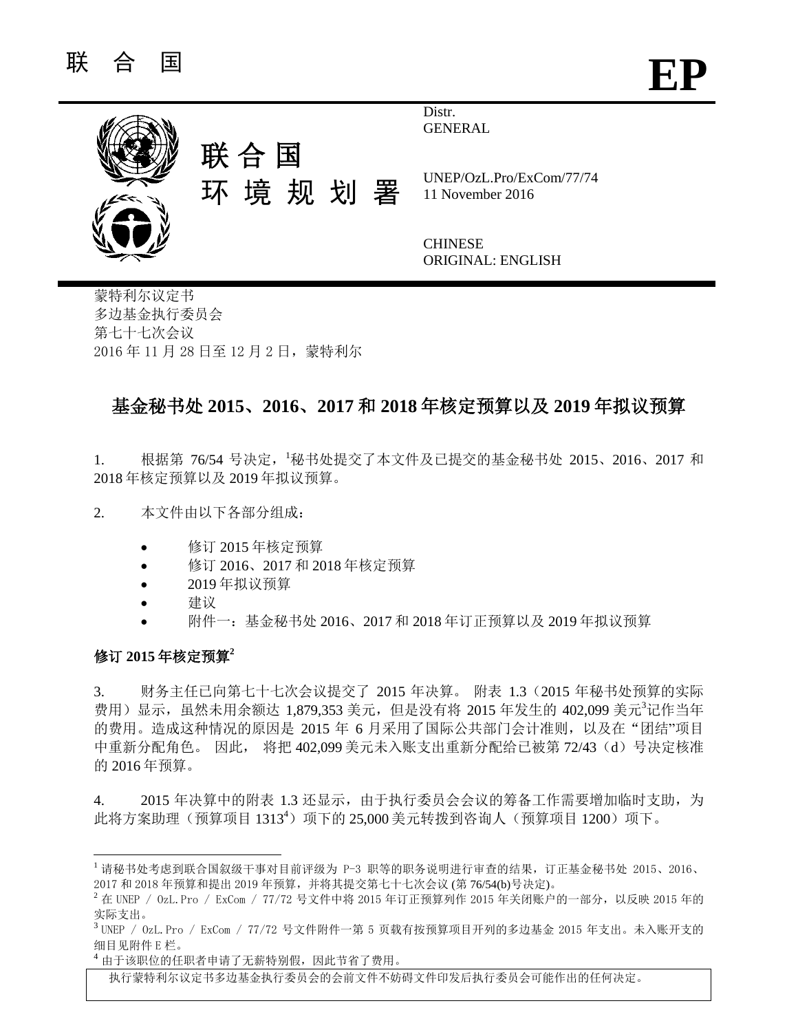联 合 国 **EP**

联 合 国
环 境 规 划 署

Distr.
GENERAL

UNEP/OzL.Pro/ExCom/77/74
11 November 2016

CHINESE
ORIGINAL: ENGLISH

蒙特利尔议定书
多边基金执行委员会
第七十七次会议
2016 年 11 月 28 日至 12 月 2 日，蒙特利尔

## 基金秘书处 2015、2016、2017 和 2018 年核定预算以及 2019 年拟议预算

1. 根据第 76/54 号决定，[1]秘书处提交了本文件及已提交的基金秘书处 2015、2016、2017 和 2018 年核定预算以及 2019 年拟议预算。

2. 本文件由以下各部分组成：

- 修订 2015 年核定预算
- 修订 2016、2017 和 2018 年核定预算
- 2019 年拟议预算
- 建议
- 附件一：基金秘书处 2016、2017 和 2018 年订正预算以及 2019 年拟议预算

**修订 2015 年核定预算[2]**

3. 财务主任已向第七十七次会议提交了 2015 年决算。附表 1.3（2015 年秘书处预算的实际费用）显示，虽然未用余额达 1,879,353 美元，但是没有将 2015 年发生的 402,099 美元[3]记作当年的费用。造成这种情况的原因是 2015 年 6 月采用了国际公共部门会计准则，以及在“团结”项目中重新分配角色。因此，将把 402,099 美元未入账支出重新分配给已被第 72/43（d）号决定核准的 2016 年预算。

4. 2015 年决算中的附表 1.3 还显示，由于执行委员会会议的筹备工作需要增加临时支助，为此将方案助理（预算项目 1313[4]）项下的 25,000 美元转拨到咨询人（预算项目 1200）项下。

[1] 请秘书处考虑到联合国叙级干事对目前评级为 P-3 职等的职务说明进行审查的结果，订正基金秘书处 2015、2016、2017 和 2018 年预算和提出 2019 年预算，并将其提交第七十七次会议 (第 76/54(b)号决定)。

[2] 在 UNEP / OzL.Pro / ExCom / 77/72 号文件中将 2015 年订正预算列作 2015 年关闭账户的一部分，以反映 2015 年的实际支出。

[3] UNEP / OzL.Pro / ExCom / 77/72 号文件附件一第 5 页载有按预算项目开列的多边基金 2015 年支出。未入账开支的细目见附件 E 栏。

[4] 由于该职位的任职者申请了无薪特别假，因此节省了费用。

执行蒙特利尔议定书多边基金执行委员会的会前文件不妨碍文件印发后执行委员会可能作出的任何决定。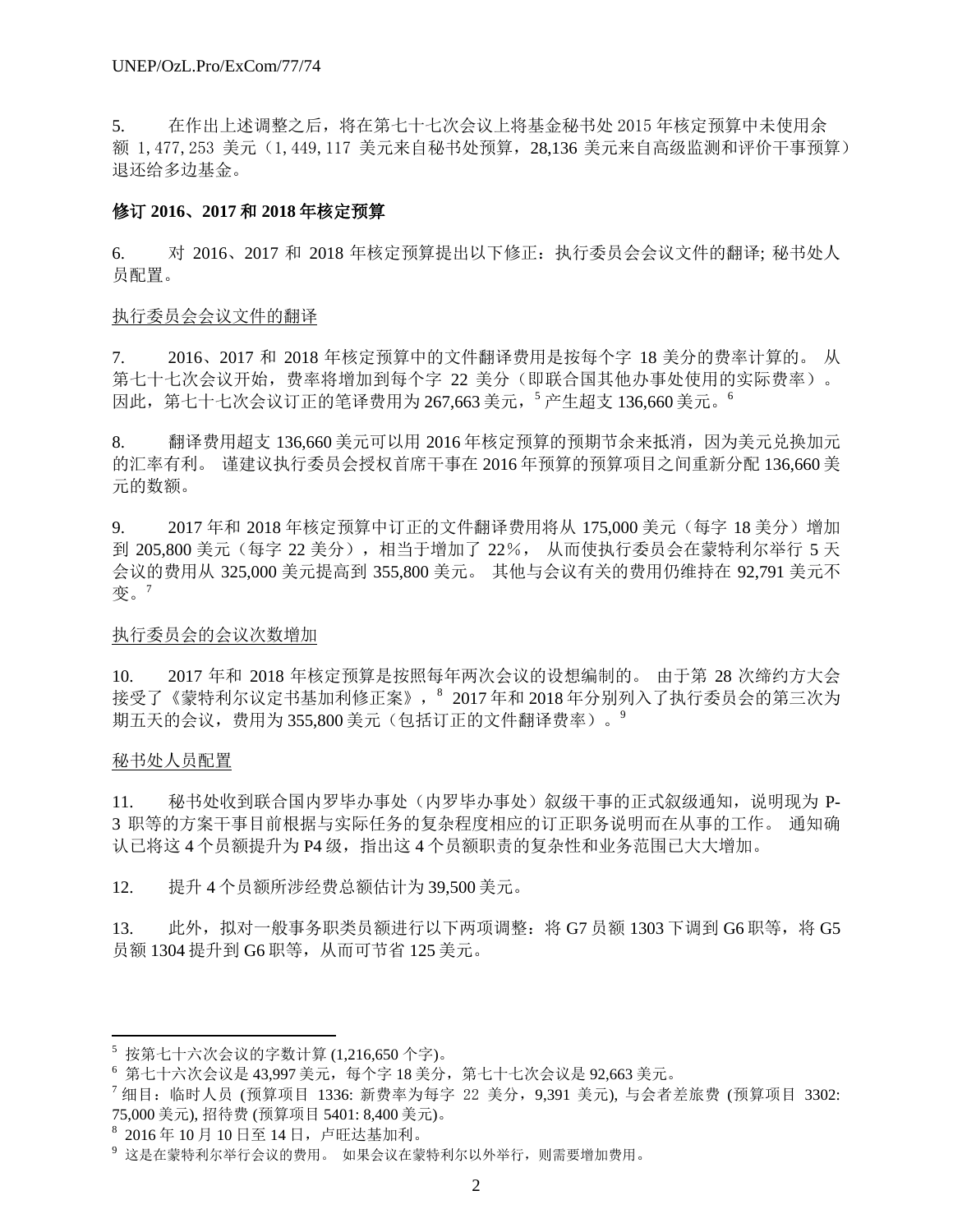5. 在作出上述调整之后，将在第七十七次会议上将基金秘书处 2015 年核定预算中未使用余额 1, 477, 253 美元（1, 449, 117 美元来自秘书处预算，28,136 美元来自高级监测和评价干事预算）退还给多边基金。

**修订 2016、2017 和 2018 年核定预算**

6. 对 2016、2017 和 2018 年核定预算提出以下修正：执行委员会会议文件的翻译; 秘书处人员配置。

执行委员会会议文件的翻译

7. 2016、2017 和 2018 年核定预算中的文件翻译费用是按每个字 18 美分的费率计算的。 从第七十七次会议开始，费率将增加到每个字 22 美分（即联合国其他办事处使用的实际费率）。 因此，第七十七次会议订正的笔译费用为 267,663 美元，[5] 产生超支 136,660 美元。[6]

8. 翻译费用超支 136,660 美元可以用 2016 年核定预算的预期节余来抵消，因为美元兑换加元的汇率有利。 谨建议执行委员会授权首席干事在 2016 年预算的预算项目之间重新分配 136,660 美元的数额。

9. 2017 年和 2018 年核定预算中订正的文件翻译费用将从 175,000 美元（每字 18 美分）增加到 205,800 美元（每字 22 美分），相当于增加了 22%， 从而使执行委员会在蒙特利尔举行 5 天会议的费用从 325,000 美元提高到 355,800 美元。 其他与会议有关的费用仍维持在 92,791 美元不变。[7]

执行委员会的会议次数增加

10. 2017 年和 2018 年核定预算是按照每年两次会议的设想编制的。 由于第 28 次缔约方大会接受了《蒙特利尔议定书基加利修正案》，[8] 2017 年和 2018 年分别列入了执行委员会的第三次为期五天的会议，费用为 355,800 美元（包括订正的文件翻译费率）。[9]

秘书处人员配置

11. 秘书处收到联合国内罗毕办事处（内罗毕办事处）叙级干事的正式叙级通知，说明现为 P-3 职等的方案干事目前根据与实际任务的复杂程度相应的订正职务说明而在从事的工作。 通知确认已将这 4 个员额提升为 P4 级，指出这 4 个员额职责的复杂性和业务范围已大大增加。

12. 提升 4 个员额所涉经费总额估计为 39,500 美元。

13. 此外，拟对一般事务职类员额进行以下两项调整：将 G7 员额 1303 下调到 G6 职等，将 G5 员额 1304 提升到 G6 职等，从而可节省 125 美元。

---

[5] 按第七十六次会议的字数计算 (1,216,650 个字)。

[6] 第七十六次会议是 43,997 美元，每个字 18 美分，第七十七次会议是 92,663 美元。

[7] 细目：临时人员 (预算项目 1336: 新费率为每字 22 美分，9,391 美元), 与会者差旅费 (预算项目 3302: 75,000 美元), 招待费 (预算项目 5401: 8,400 美元)。

[8] 2016 年 10 月 10 日至 14 日，卢旺达基加利。

[9] 这是在蒙特利尔举行会议的费用。 如果会议在蒙特利尔以外举行，则需要增加费用。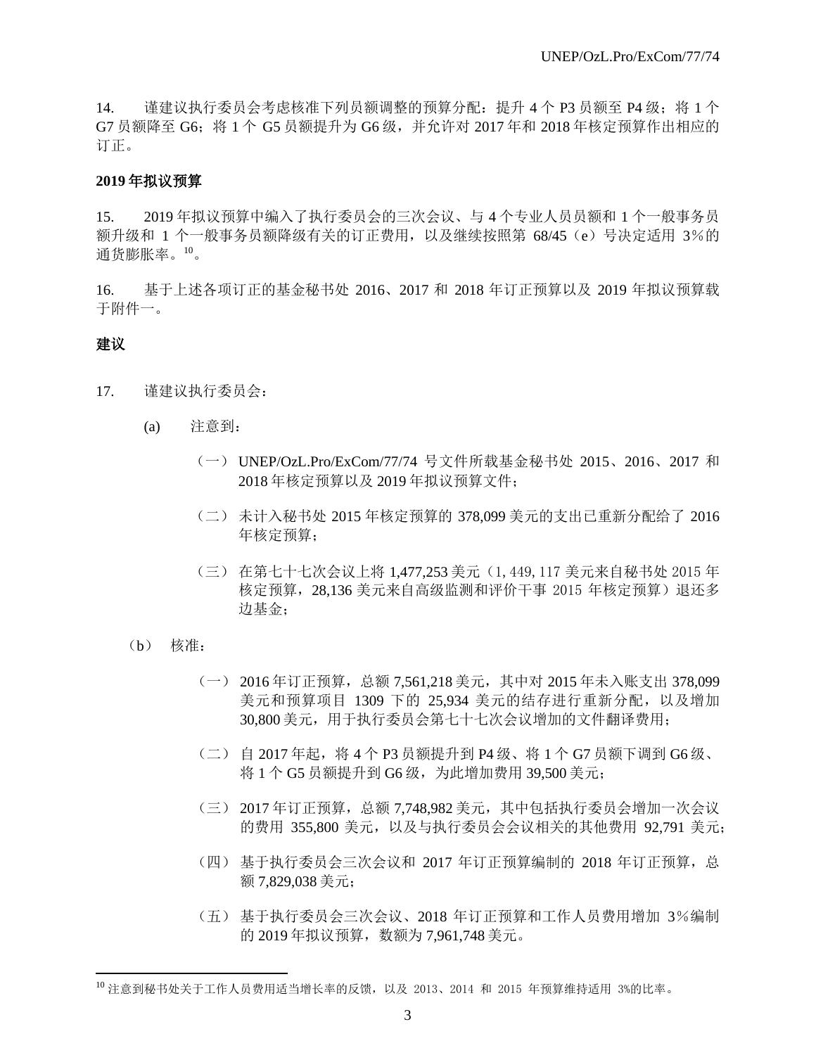14. 谨建议执行委员会考虑核准下列员额调整的预算分配：提升 4 个 P3 员额至 P4 级；将 1 个 G7 员额降至 G6；将 1 个 G5 员额提升为 G6 级，并允许对 2017 年和 2018 年核定预算作出相应的订正。

**2019 年拟议预算**

15. 2019 年拟议预算中编入了执行委员会的三次会议、与 4 个专业人员员额和 1 个一般事务员额升级和 1 个一般事务员额降级有关的订正费用，以及继续按照第 68/45（e）号决定适用 3%的通货膨胀率。[10]。

16. 基于上述各项订正的基金秘书处 2016、2017 和 2018 年订正预算以及 2019 年拟议预算载于附件一。

**建议**

17. 谨建议执行委员会：

(a) 注意到：

（一）UNEP/OzL.Pro/ExCom/77/74 号文件所载基金秘书处 2015、2016、2017 和 2018 年核定预算以及 2019 年拟议预算文件；

（二）未计入秘书处 2015 年核定预算的 378,099 美元的支出已重新分配给了 2016 年核定预算；

（三）在第七十七次会议上将 1,477,253 美元（1, 449, 117 美元来自秘书处 2015 年核定预算，28,136 美元来自高级监测和评价干事 2015 年核定预算）退还多边基金；

（b） 核准：

（一）2016 年订正预算，总额 7,561,218 美元，其中对 2015 年未入账支出 378,099 美元和预算项目 1309 下的 25,934 美元的结存进行重新分配，以及增加 30,800 美元，用于执行委员会第七十七次会议增加的文件翻译费用；

（二）自 2017 年起，将 4 个 P3 员额提升到 P4 级、将 1 个 G7 员额下调到 G6 级、将 1 个 G5 员额提升到 G6 级，为此增加费用 39,500 美元；

（三）2017 年订正预算，总额 7,748,982 美元，其中包括执行委员会增加一次会议的费用 355,800 美元，以及与执行委员会会议相关的其他费用 92,791 美元；

（四）基于执行委员会三次会议和 2017 年订正预算编制的 2018 年订正预算，总额 7,829,038 美元；

（五）基于执行委员会三次会议、2018 年订正预算和工作人员费用增加 3％编制的 2019 年拟议预算，数额为 7,961,748 美元。

[10] 注意到秘书处关于工作人员费用适当增长率的反馈，以及 2013、2014 和 2015 年预算维持适用 3%的比率。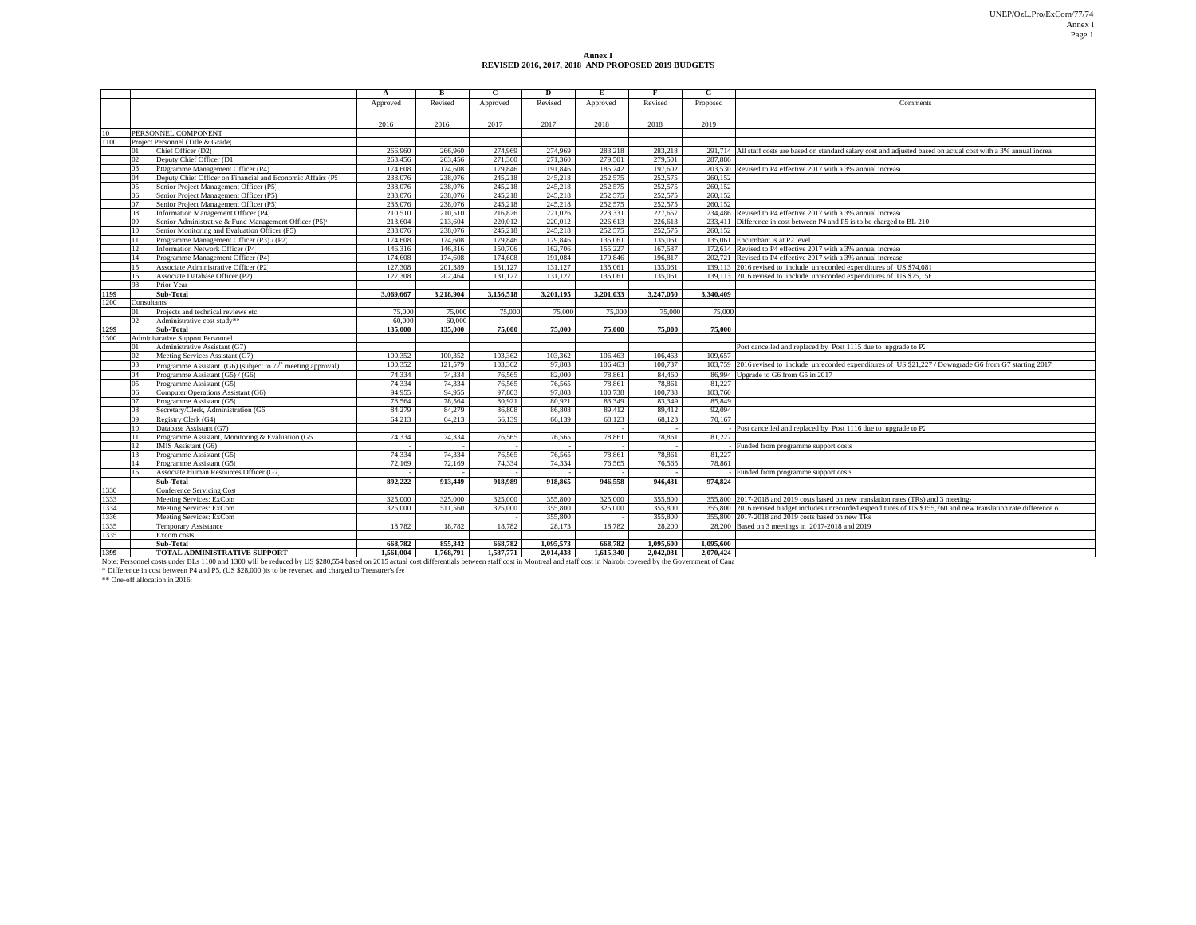**Annex I**
**REVISED 2016, 2017, 2018 AND PROPOSED 2019 BUDGETS**

| | | | A | B | C | D | E | F | G | |
|---|---|---|---|---|---|---|---|---|---|---|
| | | | Approved | Revised | Approved | Revised | Approved | Revised | Proposed | Comments |
| | | | 2016 | 2016 | 2017 | 2017 | 2018 | 2018 | 2019 | |
| 10 | PERSONNEL COMPONENT | | | | | | | | | |
| 1100 | Project Personnel (Title & Grade) | | | | | | | | | |
| | 01 | Chief Officer (D2) | 266,960 | 266,960 | 274,969 | 274,969 | 283,218 | 283,218 | 291,714 | All staff costs are based on standard salary cost and adjusted based on actual cost with a 3% annual increas |
| | 02 | Deputy Chief Officer (D1) | 263,456 | 263,456 | 271,360 | 271,360 | 279,501 | 279,501 | 287,886 | |
| | 03 | Programme Management Officer (P4) | 174,608 | 174,608 | 179,846 | 191,846 | 185,242 | 197,602 | 203,530 | Revised to P4 effective 2017 with a 3% annual increase |
| | 04 | Deputy Chief Officer on Financial and Economic Affairs (P5) | 238,076 | 238,076 | 245,218 | 245,218 | 252,575 | 252,575 | 260,152 | |
| | 05 | Senior Project Management Officer (P5) | 238,076 | 238,076 | 245,218 | 245,218 | 252,575 | 252,575 | 260,152 | |
| | 06 | Senior Project Management Officer (P5) | 238,076 | 238,076 | 245,218 | 245,218 | 252,575 | 252,575 | 260,152 | |
| | 07 | Senior Project Management Officer (P5) | 238,076 | 238,076 | 245,218 | 245,218 | 252,575 | 252,575 | 260,152 | |
| | 08 | Information Management Officer (P4) | 210,510 | 210,510 | 216,826 | 221,026 | 223,331 | 227,657 | 234,486 | Revised to P4 effective 2017 with a 3% annual increase |
| | 09 | Senior Administrative & Fund Management Officer (P5)* | 213,604 | 213,604 | 220,012 | 220,012 | 226,613 | 226,613 | 233,411 | Difference in cost between P4 and P5 is to be charged to BL 2101 |
| | 10 | Senior Monitoring and Evaluation Officer (P5) | 238,076 | 238,076 | 245,218 | 245,218 | 252,575 | 252,575 | 260,152 | |
| | 11 | Programme Management Officer (P3) / (P2) | 174,608 | 174,608 | 179,846 | 179,846 | 135,061 | 135,061 | 135,061 | Encumbant is at P2 level |
| | 12 | Information Network Officer (P4) | 146,316 | 146,316 | 150,706 | 162,706 | 155,227 | 167,587 | 172,614 | Revised to P4 effective 2017 with a 3% annual increase |
| | 14 | Programme Management Officer (P4) | 174,608 | 174,608 | 174,608 | 191,084 | 179,846 | 196,817 | 202,721 | Revised to P4 effective 2017 with a 3% annual increase |
| | 15 | Associate Administrative Officer (P2) | 127,308 | 201,389 | 131,127 | 131,127 | 135,061 | 135,061 | 139,113 | 2016 revised to include unrecorded expenditures of US $74,081 |
| | 16 | Associate Database Officer (P2) | 127,308 | 202,464 | 131,127 | 131,127 | 135,061 | 135,061 | 139,113 | 2016 revised to include unrecorded expenditures of US $75,156 |
| | 98 | Prior Year | | | | | | | | |
| 1199 | | **Sub-Total** | **3,069,667** | **3,218,904** | **3,156,518** | **3,201,195** | **3,201,033** | **3,247,050** | **3,340,409** | |
| 1200 | Consultants | | | | | | | | | |
| | 01 | Projects and technical reviews etc | 75,000 | 75,000 | 75,000 | 75,000 | 75,000 | 75,000 | 75,000 | |
| | 02 | Administrative cost study** | 60,000 | 60,000 | | | | | | |
| 1299 | | **Sub-Total** | **135,000** | **135,000** | **75,000** | **75,000** | **75,000** | **75,000** | **75,000** | |
| 1300 | Administrative Support Personnel | | | | | | | | | |
| | 01 | Administrative Assistant (G7) | | | | | | | | Post cancelled and replaced by Post 1115 due to upgrade to P2 |
| | 02 | Meeting Services Assistant (G7) | 100,352 | 100,352 | 103,362 | 103,362 | 106,463 | 106,463 | 109,657 | |
| | 03 | Programme Assistant (G6) (subject to 77[th] meeting approval) | 100,352 | 121,579 | 103,362 | 97,803 | 106,463 | 100,737 | 103,759 | 2016 revised to include unrecorded expenditures of US $21,227 / Downgrade G6 from G7 starting 2017 |
| | 04 | Programme Assistant (G5) / (G6) | 74,334 | 74,334 | 76,565 | 82,000 | 78,861 | 84,460 | 86,994 | Upgrade to G6 from G5 in 2017 |
| | 05 | Programme Assistant (G5) | 74,334 | 74,334 | 76,565 | 76,565 | 78,861 | 78,861 | 81,227 | |
| | 06 | Computer Operations Assistant (G6) | 94,955 | 94,955 | 97,803 | 97,803 | 100,738 | 100,738 | 103,760 | |
| | 07 | Programme Assistant (G5) | 78,564 | 78,564 | 80,921 | 80,921 | 83,349 | 83,349 | 85,849 | |
| | 08 | Secretary/Clerk, Administration (G6) | 84,279 | 84,279 | 86,808 | 86,808 | 89,412 | 89,412 | 92,094 | |
| | 09 | Registry Clerk (G4) | 64,213 | 64,213 | 66,139 | 66,139 | 68,123 | 68,123 | 70,167 | |
| | 10 | Database Assistant (G7) | | | | | - | - | - | Post cancelled and replaced by Post 1116 due to upgrade to P2 |
| | 11 | Programme Assistant, Monitoring & Evaluation (G5) | 74,334 | 74,334 | 76,565 | 76,565 | 78,861 | 78,861 | 81,227 | |
| | 12 | IMIS Assistant (G6) | - | - | - | - | - | - | - | Funded from programme support costs |
| | 13 | Programme Assistant (G5) | 74,334 | 74,334 | 76,565 | 76,565 | 78,861 | 78,861 | 81,227 | |
| | 14 | Programme Assistant (G5) | 72,169 | 72,169 | 74,334 | 74,334 | 76,565 | 76,565 | 78,861 | |
| | 15 | Associate Human Resources Officer (G7) | - | - | - | - | - | - | - | Funded from programme support costs |
| | | **Sub-Total** | **892,222** | **913,449** | **918,989** | **918,865** | **946,558** | **946,431** | **974,824** | |
| 1330 | | Conference Servicing Cost | | | | | | | | |
| 1333 | | Meeting Services: ExCom | 325,000 | 325,000 | 325,000 | 355,800 | 325,000 | 355,800 | 355,800 | 2017-2018 and 2019 costs based on new translation rates (TRs) and 3 meetings |
| 1334 | | Meeting Services: ExCom | 325,000 | 511,560 | 325,000 | 355,800 | 325,000 | 355,800 | 355,800 | 2016 revised budget includes unrecorded expenditures of US $155,760 and new translation rate difference o |
| 1336 | | Meeting Services: ExCom | | | - | 355,800 | - | 355,800 | 355,800 | 2017-2018 and 2019 costs based on new TRs |
| 1335 | | Temporary Assistance | 18,782 | 18,782 | 18,782 | 28,173 | 18,782 | 28,200 | 28,200 | Based on 3 meetings in 2017-2018 and 2019 |
| 1335 | | Excom costs | | | | | | | | |
| | | **Sub-Total** | **668,782** | **855,342** | **668,782** | **1,095,573** | **668,782** | **1,095,600** | **1,095,600** | |
| 1399 | | **TOTAL ADMINISTRATIVE SUPPORT** | **1,561,004** | **1,768,791** | **1,587,771** | **2,014,438** | **1,615,340** | **2,042,031** | **2,070,424** | |

Note: Personnel costs under BLs 1100 and 1300 will be reduced by US $280,554 based on 2015 actual cost differentials between staff cost in Montreal and staff cost in Nairobi covered by the Government of Cana

\* Difference in cost between P4 and P5, (US $28,000 )is to be reversed and charged to Treasurer's fee

\*\* One-off allocation in 2016: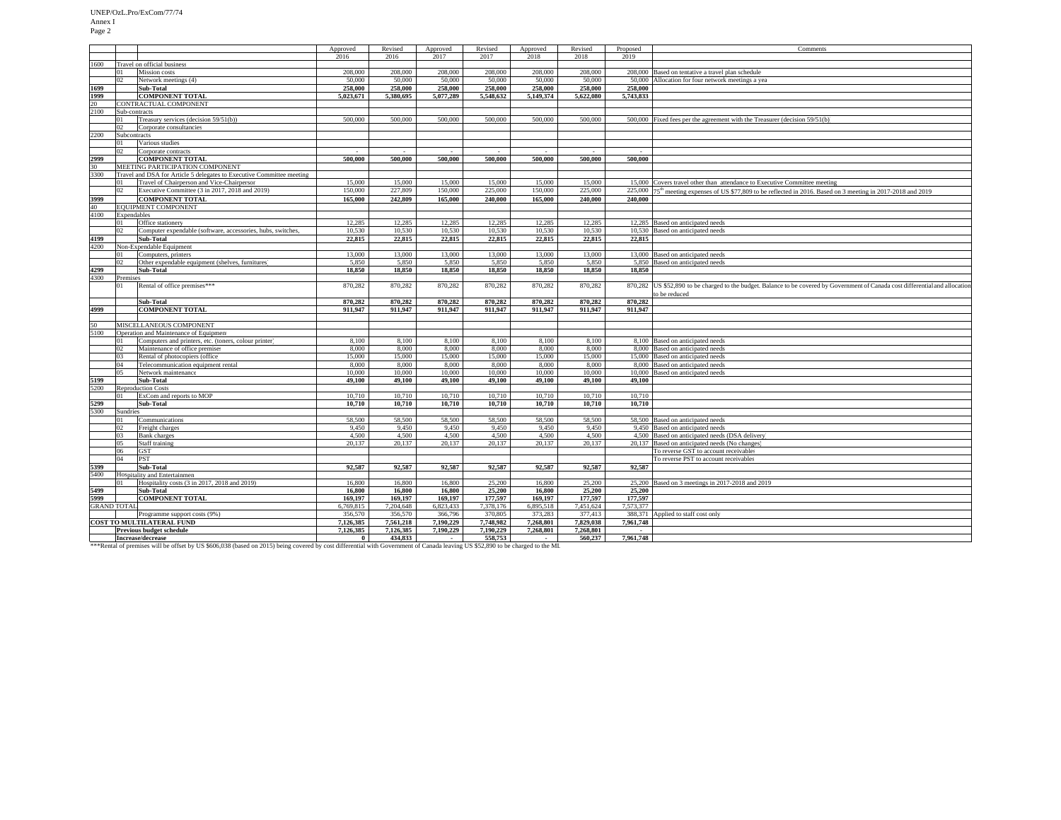| | | | Approved 2016 | Revised 2016 | Approved 2017 | Revised 2017 | Approved 2018 | Revised 2018 | Proposed 2019 | Comments |
|---|---|---|---|---|---|---|---|---|---|---|
| 1600 | Travel on official business | | | | | | | | | |
| | 01 | Mission costs | 208,000 | 208,000 | 208,000 | 208,000 | 208,000 | 208,000 | 208,000 | Based on tentative a travel plan schedule |
| | 02 | Network meetings (4) | 50,000 | 50,000 | 50,000 | 50,000 | 50,000 | 50,000 | 50,000 | Allocation for four network meetings a yea |
| **1699** | | **Sub-Total** | **258,000** | **258,000** | **258,000** | **258,000** | **258,000** | **258,000** | **258,000** | |
| **1999** | | **COMPONENT TOTAL** | **5,023,671** | **5,380,695** | **5,077,289** | **5,548,632** | **5,149,374** | **5,622,080** | **5,743,833** | |
| 20 | CONTRACTUAL COMPONENT | | | | | | | | | |
| 2100 | Sub-contracts | | | | | | | | | |
| | 01 | Treasury services (decision 59/51(b)) | 500,000 | 500,000 | 500,000 | 500,000 | 500,000 | 500,000 | 500,000 | Fixed fees per the agreement with the Treasurer (decision 59/51(b) |
| | 02 | Corporate consultancies | | | | | | | | |
| 2200 | Subcontracts | | | | | | | | | |
| | 01 | Various studies | | | | | | | | |
| | 02 | Corporate contracts | - | - | - | - | - | - | - | |
| **2999** | | **COMPONENT TOTAL** | **500,000** | **500,000** | **500,000** | **500,000** | **500,000** | **500,000** | **500,000** | |
| 30 | MEETING PARTICIPATION COMPONENT | | | | | | | | | |
| 3300 | Travel and DSA for Article 5 delegates to Executive Committee meeting | | | | | | | | | |
| | 01 | Travel of Chairperson and Vice-Chairperson | 15,000 | 15,000 | 15,000 | 15,000 | 15,000 | 15,000 | 15,000 | Covers travel other than attendance to Executive Committee meeting |
| | 02 | Executive Committee (3 in 2017, 2018 and 2019) | 150,000 | 227,809 | 150,000 | 225,000 | 150,000 | 225,000 | 225,000 | 75th meeting expenses of US $77,809 to be reflected in 2016. Based on 3 meeting in 2017-2018 and 2019 |
| **3999** | | **COMPONENT TOTAL** | **165,000** | **242,809** | **165,000** | **240,000** | **165,000** | **240,000** | **240,000** | |
| 40 | EQUIPMENT COMPONENT | | | | | | | | | |
| 4100 | Expendables | | | | | | | | | |
| | 01 | Office stationery | 12,285 | 12,285 | 12,285 | 12,285 | 12,285 | 12,285 | 12,285 | Based on anticipated needs |
| | 02 | Computer expendable (software, accessories, hubs, switches, | 10,530 | 10,530 | 10,530 | 10,530 | 10,530 | 10,530 | 10,530 | Based on anticipated needs |
| **4199** | | **Sub-Total** | **22,815** | **22,815** | **22,815** | **22,815** | **22,815** | **22,815** | **22,815** | |
| 4200 | Non-Expendable Equipment | | | | | | | | | |
| | 01 | Computers, printers | 13,000 | 13,000 | 13,000 | 13,000 | 13,000 | 13,000 | 13,000 | Based on anticipated needs |
| | 02 | Other expendable equipment (shelves, furnitures) | 5,850 | 5,850 | 5,850 | 5,850 | 5,850 | 5,850 | 5,850 | Based on anticipated needs |
| **4299** | | **Sub-Total** | **18,850** | **18,850** | **18,850** | **18,850** | **18,850** | **18,850** | **18,850** | |
| 4300 | Premises | | | | | | | | | |
| | 01 | Rental of office premises*** | 870,282 | 870,282 | 870,282 | 870,282 | 870,282 | 870,282 | 870,282 | US $52,890 to be charged to the budget. Balance to be covered by Government of Canada cost differential and allocation to be reduced |
| | | **Sub-Total** | **870,282** | **870,282** | **870,282** | **870,282** | **870,282** | **870,282** | **870,282** | |
| **4999** | | **COMPONENT TOTAL** | **911,947** | **911,947** | **911,947** | **911,947** | **911,947** | **911,947** | **911,947** | |
| 50 | MISCELLANEOUS COMPONENT | | | | | | | | | |
| 5100 | Operation and Maintenance of Equipment | | | | | | | | | |
| | 01 | Computers and printers, etc. (toners, colour printer) | 8,100 | 8,100 | 8,100 | 8,100 | 8,100 | 8,100 | 8,100 | Based on anticipated needs |
| | 02 | Maintenance of office premises | 8,000 | 8,000 | 8,000 | 8,000 | 8,000 | 8,000 | 8,000 | Based on anticipated needs |
| | 03 | Rental of photocopiers (office | 15,000 | 15,000 | 15,000 | 15,000 | 15,000 | 15,000 | 15,000 | Based on anticipated needs |
| | 04 | Telecommunication equipment rental | 8,000 | 8,000 | 8,000 | 8,000 | 8,000 | 8,000 | 8,000 | Based on anticipated needs |
| | 05 | Network maintenance | 10,000 | 10,000 | 10,000 | 10,000 | 10,000 | 10,000 | 10,000 | Based on anticipated needs |
| **5199** | | **Sub-Total** | **49,100** | **49,100** | **49,100** | **49,100** | **49,100** | **49,100** | **49,100** | |
| 5200 | Reproduction Costs | | | | | | | | | |
| | 01 | ExCom and reports to MOP | 10,710 | 10,710 | 10,710 | 10,710 | 10,710 | 10,710 | 10,710 | |
| **5299** | | **Sub-Total** | **10,710** | **10,710** | **10,710** | **10,710** | **10,710** | **10,710** | **10,710** | |
| 5300 | Sundries | | | | | | | | | |
| | 01 | Communications | 58,500 | 58,500 | 58,500 | 58,500 | 58,500 | 58,500 | 58,500 | Based on anticipated needs |
| | 02 | Freight charges | 9,450 | 9,450 | 9,450 | 9,450 | 9,450 | 9,450 | 9,450 | Based on anticipated needs |
| | 03 | Bank charges | 4,500 | 4,500 | 4,500 | 4,500 | 4,500 | 4,500 | 4,500 | Based on anticipated needs (DSA delivery |
| | 05 | Staff training | 20,137 | 20,137 | 20,137 | 20,137 | 20,137 | 20,137 | 20,137 | Based on anticipated needs (No changes) |
| | 06 | GST | | | | | | | | To reverse GST to account receivables |
| | 04 | PST | | | | | | | | To reverse PST to account receivables |
| **5399** | | **Sub-Total** | **92,587** | **92,587** | **92,587** | **92,587** | **92,587** | **92,587** | **92,587** | |
| 5400 | Hospitality and Entertainment | | | | | | | | | |
| | 01 | Hospitality costs (3 in 2017, 2018 and 2019) | 16,800 | 16,800 | 16,800 | 25,200 | 16,800 | 25,200 | 25,200 | Based on 3 meetings in 2017-2018 and 2019 |
| **5499** | | **Sub-Total** | **16,800** | **16,800** | **16,800** | **25,200** | **16,800** | **25,200** | **25,200** | |
| **5999** | | **COMPONENT TOTAL** | **169,197** | **169,197** | **169,197** | **177,597** | **169,197** | **177,597** | **177,597** | |
| GRAND TOTAL | | | 6,769,815 | 7,204,648 | 6,823,433 | 7,378,176 | 6,895,518 | 7,451,624 | 7,573,377 | |
| | | Programme support costs (9%) | 356,570 | 356,570 | 366,796 | 370,805 | 373,283 | 377,413 | 388,371 | Applied to staff cost only |
| **COST TO MULTILATERAL FUND** | | | **7,126,385** | **7,561,218** | **7,190,229** | **7,748,982** | **7,268,801** | **7,829,038** | **7,961,748** | |
| | **Previous budget schedule** | | **7,126,385** | **7,126,385** | **7,190,229** | **7,190,229** | **7,268,801** | **7,268,801** | - | |
| | **Increase/decrease** | | **0** | **434,833** | - | **558,753** | - | **560,237** | **7,961,748** | |

***Rental of premises will be offset by US $606,038 (based on 2015) being covered by cost differential with Government of Canada leaving US $52,890 to be charged to the MF